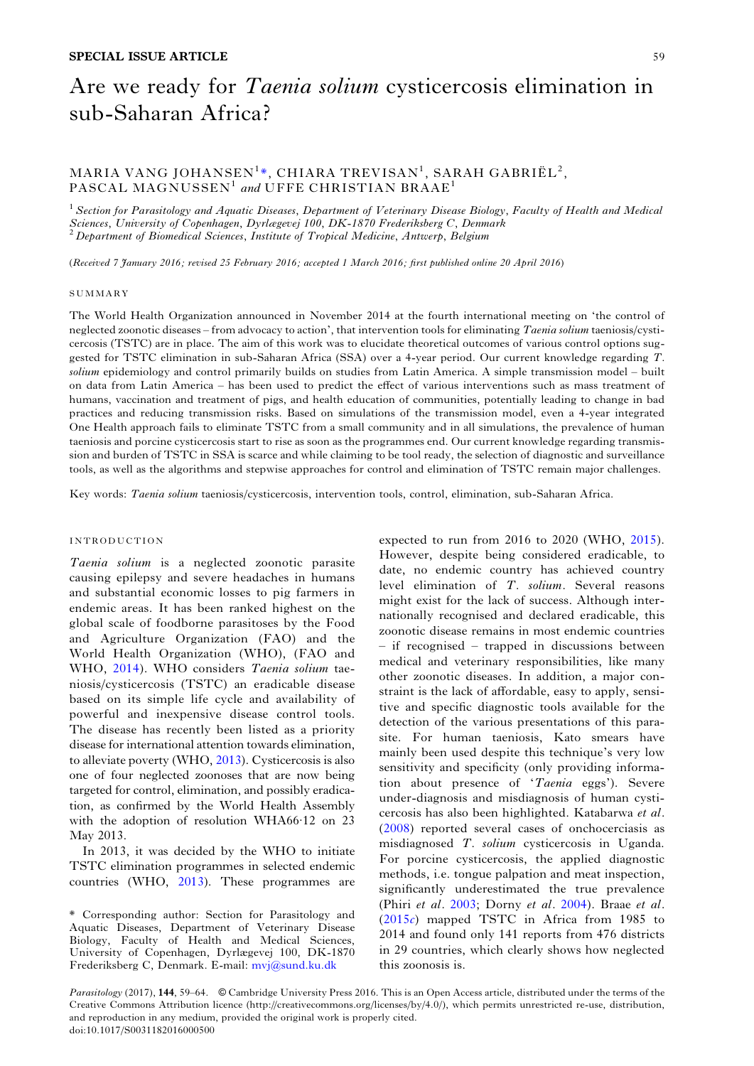**SPECIAL ISSUE ARTICLE**

# Are we ready for *Taenia solium* cysticercosis elimination in sub-Saharan Africa?

MARIA VANG JOHANSEN[1]*, CHIARA TREVISAN[1], SARAH GABRIËL[2], PASCAL MAGNUSSEN[1] and UFFE CHRISTIAN BRAAE[1]

[1] *Section for Parasitology and Aquatic Diseases, Department of Veterinary Disease Biology, Faculty of Health and Medical Sciences, University of Copenhagen, Dyrlægevej 100, DK-1870 Frederiksberg C, Denmark*
[2] *Department of Biomedical Sciences, Institute of Tropical Medicine, Antwerp, Belgium*

(*Received 7 January 2016; revised 25 February 2016; accepted 1 March 2016; first published online 20 April 2016*)

## SUMMARY

The World Health Organization announced in November 2014 at the fourth international meeting on 'the control of neglected zoonotic diseases – from advocacy to action', that intervention tools for eliminating *Taenia solium* taeniosis/cysticercosis (TSTC) are in place. The aim of this work was to elucidate theoretical outcomes of various control options suggested for TSTC elimination in sub-Saharan Africa (SSA) over a 4-year period. Our current knowledge regarding *T. solium* epidemiology and control primarily builds on studies from Latin America. A simple transmission model – built on data from Latin America – has been used to predict the effect of various interventions such as mass treatment of humans, vaccination and treatment of pigs, and health education of communities, potentially leading to change in bad practices and reducing transmission risks. Based on simulations of the transmission model, even a 4-year integrated One Health approach fails to eliminate TSTC from a small community and in all simulations, the prevalence of human taeniosis and porcine cysticercosis start to rise as soon as the programmes end. Our current knowledge regarding transmission and burden of TSTC in SSA is scarce and while claiming to be tool ready, the selection of diagnostic and surveillance tools, as well as the algorithms and stepwise approaches for control and elimination of TSTC remain major challenges.

Key words: *Taenia solium* taeniosis/cysticercosis, intervention tools, control, elimination, sub-Saharan Africa.

## INTRODUCTION

*Taenia solium* is a neglected zoonotic parasite causing epilepsy and severe headaches in humans and substantial economic losses to pig farmers in endemic areas. It has been ranked highest on the global scale of foodborne parasitoses by the Food and Agriculture Organization (FAO) and the World Health Organization (WHO), (FAO and WHO, 2014). WHO considers *Taenia solium* taeniosis/cysticercosis (TSTC) an eradicable disease based on its simple life cycle and availability of powerful and inexpensive disease control tools. The disease has recently been listed as a priority disease for international attention towards elimination, to alleviate poverty (WHO, 2013). Cysticercosis is also one of four neglected zoonoses that are now being targeted for control, elimination, and possibly eradication, as confirmed by the World Health Assembly with the adoption of resolution WHA66·12 on 23 May 2013.

In 2013, it was decided by the WHO to initiate TSTC elimination programmes in selected endemic countries (WHO, 2013). These programmes are expected to run from 2016 to 2020 (WHO, 2015). However, despite being considered eradicable, to date, no endemic country has achieved country level elimination of *T. solium*. Several reasons might exist for the lack of success. Although internationally recognised and declared eradicable, this zoonotic disease remains in most endemic countries – if recognised – trapped in discussions between medical and veterinary responsibilities, like many other zoonotic diseases. In addition, a major constraint is the lack of affordable, easy to apply, sensitive and specific diagnostic tools available for the detection of the various presentations of this parasite. For human taeniosis, Kato smears have mainly been used despite this technique's very low sensitivity and specificity (only providing information about presence of '*Taenia* eggs'). Severe under-diagnosis and misdiagnosis of human cysticercosis has also been highlighted. Katabarwa *et al*. (2008) reported several cases of onchocerciasis as misdiagnosed *T. solium* cysticercosis in Uganda. For porcine cysticercosis, the applied diagnostic methods, i.e. tongue palpation and meat inspection, significantly underestimated the true prevalence (Phiri *et al*. 2003; Dorny *et al*. 2004). Braae *et al*. (2015*c*) mapped TSTC in Africa from 1985 to 2014 and found only 141 reports from 476 districts in 29 countries, which clearly shows how neglected this zoonosis is.

\* Corresponding author: Section for Parasitology and Aquatic Diseases, Department of Veterinary Disease Biology, University of Copenhagen, Dyrlægevej 100, DK-1870 Frederiksberg C, Denmark. E-mail: mvj@sund.ku.dk

*Parasitology* (2017), **144**, 59–64. © Cambridge University Press 2016. This is an Open Access article, distributed under the terms of the Creative Commons Attribution licence (http://creativecommons.org/licenses/by/4.0/), which permits unrestricted re-use, distribution, and reproduction in any medium, provided the original work is properly cited.
doi:10.1017/S0031182016000500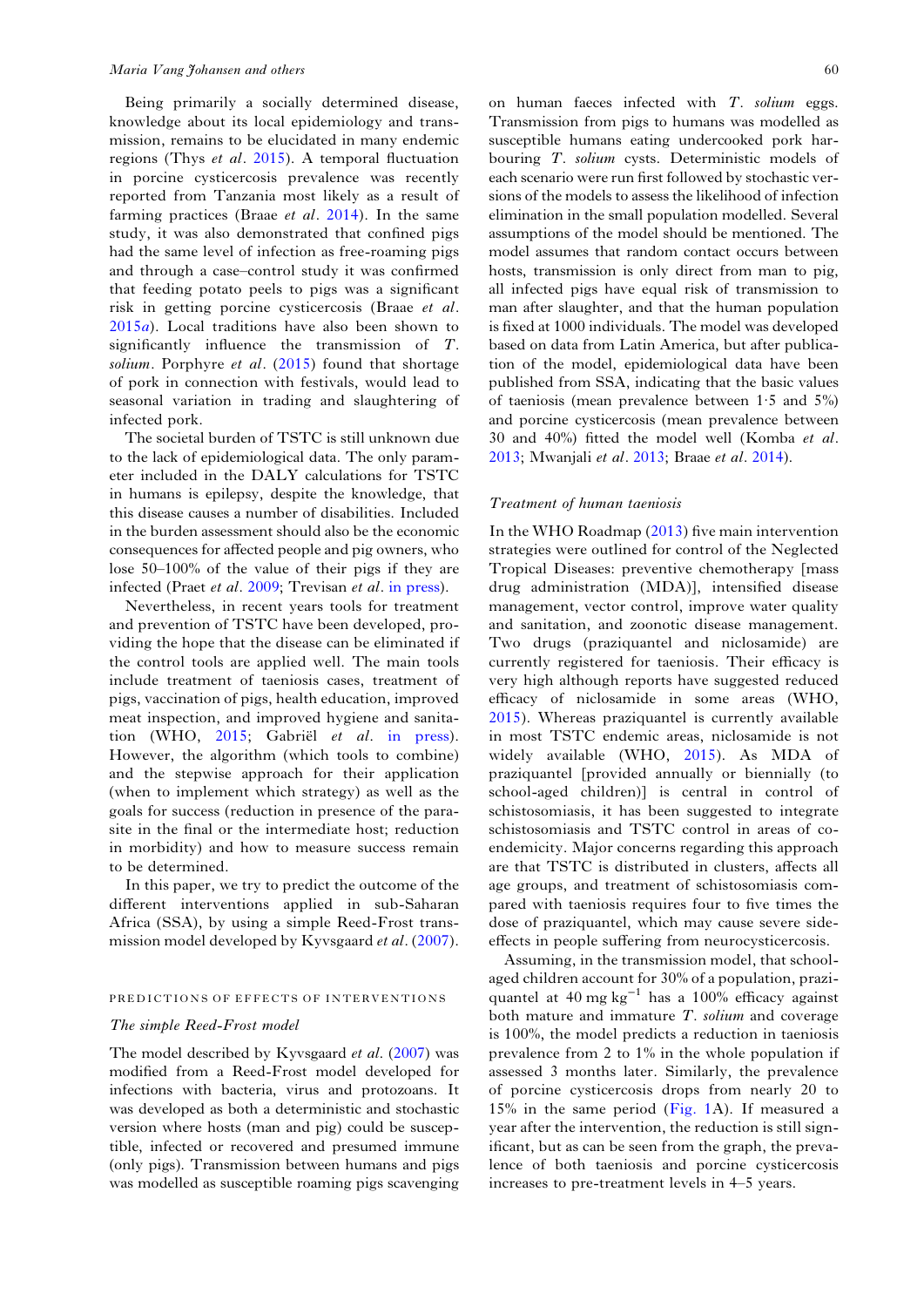Being primarily a socially determined disease, knowledge about its local epidemiology and transmission, remains to be elucidated in many endemic regions (Thys *et al*. 2015). A temporal fluctuation in porcine cysticercosis prevalence was recently reported from Tanzania most likely as a result of farming practices (Braae *et al*. 2014). In the same study, it was also demonstrated that confined pigs had the same level of infection as free-roaming pigs and through a case–control study it was confirmed that feeding potato peels to pigs was a significant risk in getting porcine cysticercosis (Braae *et al*. 2015*a*). Local traditions have also been shown to significantly influence the transmission of *T. solium*. Porphyre *et al*. (2015) found that shortage of pork in connection with festivals, would lead to seasonal variation in trading and slaughtering of infected pork.

The societal burden of TSTC is still unknown due to the lack of epidemiological data. The only parameter included in the DALY calculations for TSTC in humans is epilepsy, despite the knowledge, that this disease causes a number of disabilities. Included in the burden assessment should also be the economic consequences for affected people and pig owners, who lose 50–100% of the value of their pigs if they are infected (Praet *et al*. 2009; Trevisan *et al*. in press).

Nevertheless, in recent years tools for treatment and prevention of TSTC have been developed, providing the hope that the disease can be eliminated if the control tools are applied well. The main tools include treatment of taeniosis cases, treatment of pigs, vaccination of pigs, health education, improved meat inspection, and improved hygiene and sanitation (WHO, 2015; Gabriël *et al*. in press). However, the algorithm (which tools to combine) and the stepwise approach for their application (when to implement which strategy) as well as the goals for success (reduction in presence of the parasite in the final or the intermediate host; reduction in morbidity) and how to measure success remain to be determined.

In this paper, we try to predict the outcome of the different interventions applied in sub-Saharan Africa (SSA), by using a simple Reed-Frost transmission model developed by Kyvsgaard *et al*. (2007).

## PREDICTIONS OF EFFECTS OF INTERVENTIONS

### *The simple Reed-Frost model*

The model described by Kyvsgaard *et al*. (2007) was modified from a Reed-Frost model developed for infections with bacteria, virus and protozoans. It was developed as both a deterministic and stochastic version where hosts (man and pig) could be susceptible, infected or recovered and presumed immune (only pigs). Transmission between humans and pigs was modelled as susceptible roaming pigs scavenging on human faeces infected with *T. solium* eggs. Transmission from pigs to humans was modelled as susceptible humans eating undercooked pork harbouring *T. solium* cysts. Deterministic models of each scenario were run first followed by stochastic versions of the models to assess the likelihood of infection elimination in the small population modelled. Several assumptions of the model should be mentioned. The model assumes that random contact occurs between hosts, transmission is only direct from man to pig, all infected pigs have equal risk of transmission to man after slaughter, and that the human population is fixed at 1000 individuals. The model was developed based on data from Latin America, but after publication of the model, epidemiological data have been published from SSA, indicating that the basic values of taeniosis (mean prevalence between 1·5 and 5%) and porcine cysticercosis (mean prevalence between 30 and 40%) fitted the model well (Komba *et al*. 2013; Mwanjali *et al*. 2013; Braae *et al*. 2014).

### *Treatment of human taeniosis*

In the WHO Roadmap (2013) five main intervention strategies were outlined for control of the Neglected Tropical Diseases: preventive chemotherapy [mass drug administration (MDA)], intensified disease management, vector control, improve water quality and sanitation, and zoonotic disease management. Two drugs (praziquantel and niclosamide) are currently registered for taeniosis. Their efficacy is very high although reports have suggested reduced efficacy of niclosamide in some areas (WHO, 2015). Whereas praziquantel is currently available in most TSTC endemic areas, niclosamide is not widely available (WHO, 2015). As MDA of praziquantel [provided annually or biennially (to school-aged children)] is central in control of schistosomiasis, it has been suggested to integrate schistosomiasis and TSTC control in areas of co-endemicity. Major concerns regarding this approach are that TSTC is distributed in clusters, affects all age groups, and treatment of schistosomiasis compared with taeniosis requires four to five times the dose of praziquantel, which may cause severe side-effects in people suffering from neurocysticercosis.

Assuming, in the transmission model, that school-aged children account for 30% of a population, praziquantel at 40 mg kg$^{-1}$ has a 100% efficacy against both mature and immature *T. solium* and coverage is 100%, the model predicts a reduction in taeniosis prevalence from 2 to 1% in the whole population if assessed 3 months later. Similarly, the prevalence of porcine cysticercosis drops from nearly 20 to 15% in the same period (Fig. 1A). If measured a year after the intervention, the reduction is still significant, but as can be seen from the graph, the prevalence of both taeniosis and porcine cysticercosis increases to pre-treatment levels in 4–5 years.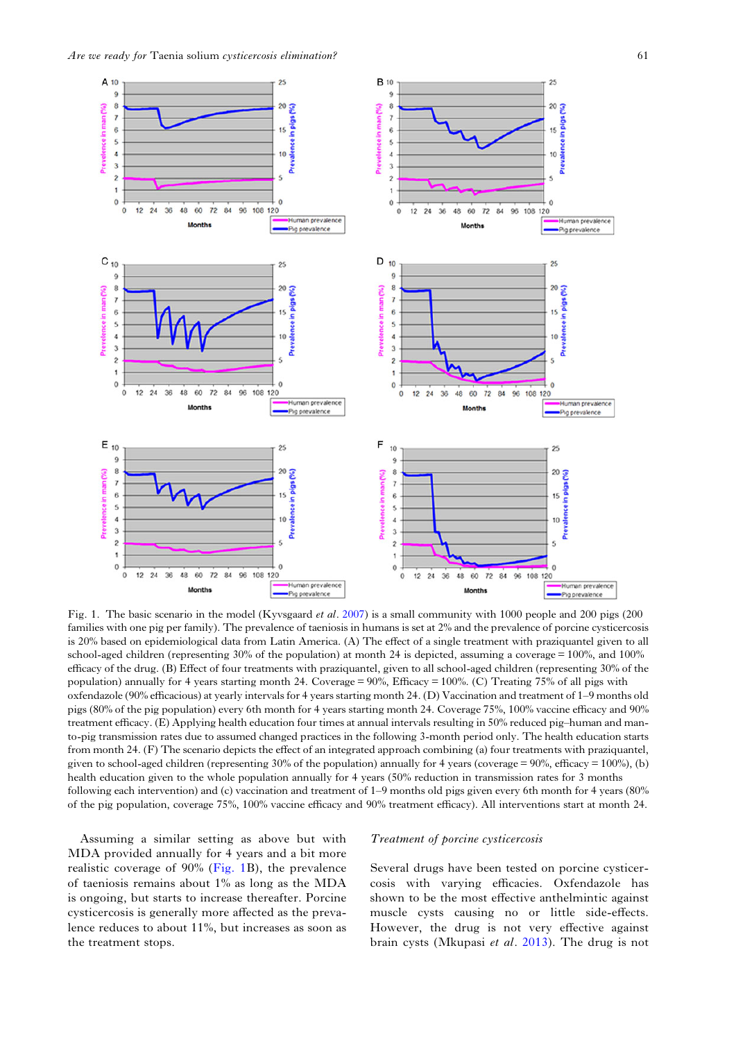Fig. 1. The basic scenario in the model (Kyvsgaard *et al*. 2007) is a small community with 1000 people and 200 pigs (200 families with one pig per family). The prevalence of taeniosis in humans is set at 2% and the prevalence of porcine cysticercosis is 20% based on epidemiological data from Latin America. (A) The effect of a single treatment with praziquantel given to all school-aged children (representing 30% of the population) at month 24 is depicted, assuming a coverage = 100%, and 100% efficacy of the drug. (B) Effect of four treatments with praziquantel, given to all school-aged children (representing 30% of the population) annually for 4 years starting month 24. Coverage = 90%, Efficacy = 100%. (C) Treating 75% of all pigs with oxfendazole (90% efficacious) at yearly intervals for 4 years starting month 24. (D) Vaccination and treatment of 1–9 months old pigs (80% of the pig population) every 6th month for 4 years starting month 24. Coverage 75%, 100% vaccine efficacy and 90% treatment efficacy. (E) Applying health education four times at annual intervals resulting in 50% reduced pig–human and man-to-pig transmission rates due to assumed changed practices in the following 3-month period only. The health education starts from month 24. (F) The scenario depicts the effect of an integrated approach combining (a) four treatments with praziquantel, given to school-aged children (representing 30% of the population) annually for 4 years (coverage = 90%, efficacy = 100%), (b) health education given to the whole population annually for 4 years (50% reduction in transmission rates for 3 months following each intervention) and (c) vaccination and treatment of 1–9 months old pigs given every 6th month for 4 years (80% of the pig population, coverage 75%, 100% vaccine efficacy and 90% treatment efficacy). All interventions start at month 24.

Assuming a similar setting as above but with MDA provided annually for 4 years and a bit more realistic coverage of 90% (Fig. 1B), the prevalence of taeniosis remains about 1% as long as the MDA is ongoing, but starts to increase thereafter. Porcine cysticercosis is generally more affected as the prevalence reduces to about 11%, but increases as soon as the treatment stops.

### *Treatment of porcine cysticercosis*

Several drugs have been tested on porcine cysticercosis with varying efficacies. Oxfendazole has shown to be the most effective anthelmintic against muscle cysts causing no or little side-effects. However, the drug is not very effective against brain cysts (Mkupasi *et al*. 2013). The drug is not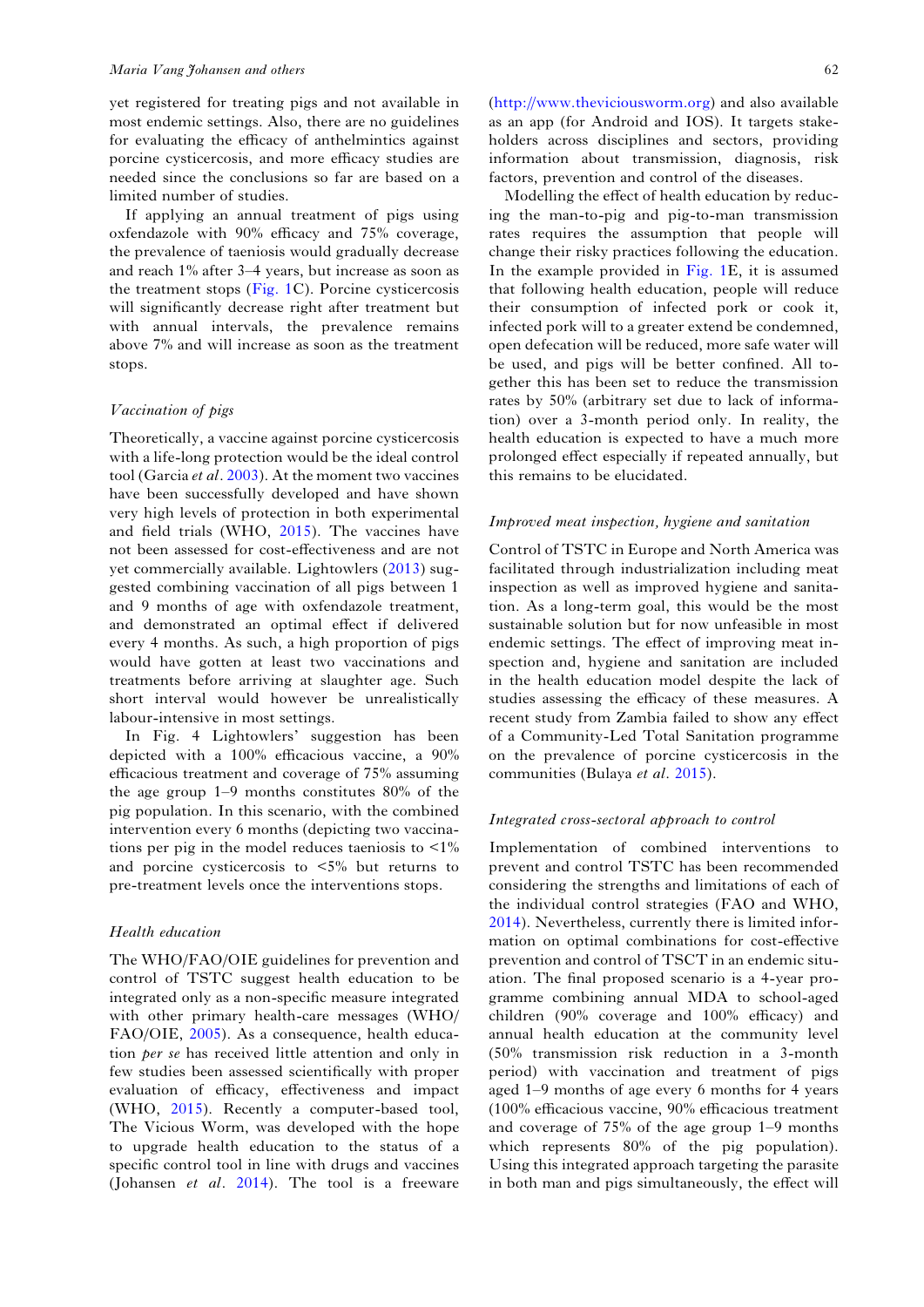yet registered for treating pigs and not available in most endemic settings. Also, there are no guidelines for evaluating the efficacy of anthelmintics against porcine cysticercosis, and more efficacy studies are needed since the conclusions so far are based on a limited number of studies.

If applying an annual treatment of pigs using oxfendazole with 90% efficacy and 75% coverage, the prevalence of taeniosis would gradually decrease and reach 1% after 3–4 years, but increase as soon as the treatment stops (Fig. 1C). Porcine cysticercosis will significantly decrease right after treatment but with annual intervals, the prevalence remains above 7% and will increase as soon as the treatment stops.

### *Vaccination of pigs*

Theoretically, a vaccine against porcine cysticercosis with a life-long protection would be the ideal control tool (Garcia *et al*. 2003). At the moment two vaccines have been successfully developed and have shown very high levels of protection in both experimental and field trials (WHO, 2015). The vaccines have not been assessed for cost-effectiveness and are not yet commercially available. Lightowlers (2013) suggested combining vaccination of all pigs between 1 and 9 months of age with oxfendazole treatment, and demonstrated an optimal effect if delivered every 4 months. As such, a high proportion of pigs would have gotten at least two vaccinations and treatments before arriving at slaughter age. Such short interval would however be unrealistically labour-intensive in most settings.

In Fig. 4 Lightowlers' suggestion has been depicted with a 100% efficacious vaccine, a 90% efficacious treatment and coverage of 75% assuming the age group 1–9 months constitutes 80% of the pig population. In this scenario, with the combined intervention every 6 months (depicting two vaccinations per pig in the model reduces taeniosis to <1% and porcine cysticercosis to <5% but returns to pre-treatment levels once the interventions stops.

### *Health education*

The WHO/FAO/OIE guidelines for prevention and control of TSTC suggest health education to be integrated only as a non-specific measure integrated with other primary health-care messages (WHO/FAO/OIE, 2005). As a consequence, health education *per se* has received little attention and only in few studies been assessed scientifically with proper evaluation of efficacy, effectiveness and impact (WHO, 2015). Recently a computer-based tool, The Vicious Worm, was developed with the hope to upgrade health education to the status of a specific control tool in line with drugs and vaccines (Johansen *et al*. 2014). The tool is a freeware (http://www.theviciousworm.org) and also available as an app (for Android and IOS). It targets stakeholders across disciplines and sectors, providing information about transmission, diagnosis, risk factors, prevention and control of the diseases.

Modelling the effect of health education by reducing the man-to-pig and pig-to-man transmission rates requires the assumption that people will change their risky practices following the education. In the example provided in Fig. 1E, it is assumed that following health education, people will reduce their consumption of infected pork or cook it, infected pork will to a greater extend be condemned, open defecation will be reduced, more safe water will be used, and pigs will be better confined. All together this has been set to reduce the transmission rates by 50% (arbitrary set due to lack of information) over a 3-month period only. In reality, the health education is expected to have a much more prolonged effect especially if repeated annually, but this remains to be elucidated.

### *Improved meat inspection, hygiene and sanitation*

Control of TSTC in Europe and North America was facilitated through industrialization including meat inspection as well as improved hygiene and sanitation. As a long-term goal, this would be the most sustainable solution but for now unfeasible in most endemic settings. The effect of improving meat inspection and, hygiene and sanitation are included in the health education model despite the lack of studies assessing the efficacy of these measures. A recent study from Zambia failed to show any effect of a Community-Led Total Sanitation programme on the prevalence of porcine cysticercosis in the communities (Bulaya *et al*. 2015).

### *Integrated cross-sectoral approach to control*

Implementation of combined interventions to prevent and control TSTC has been recommended considering the strengths and limitations of each of the individual control strategies (FAO and WHO, 2014). Nevertheless, currently there is limited information on optimal combinations for cost-effective prevention and control of TSCT in an endemic situation. The final proposed scenario is a 4-year programme combining annual MDA to school-aged children (90% coverage and 100% efficacy) and annual health education at the community level (50% transmission risk reduction in a 3-month period) with vaccination and treatment of pigs aged 1–9 months of age every 6 months for 4 years (100% efficacious vaccine, 90% efficacious treatment and coverage of 75% of the age group 1–9 months which represents 80% of the pig population). Using this integrated approach targeting the parasite in both man and pigs simultaneously, the effect will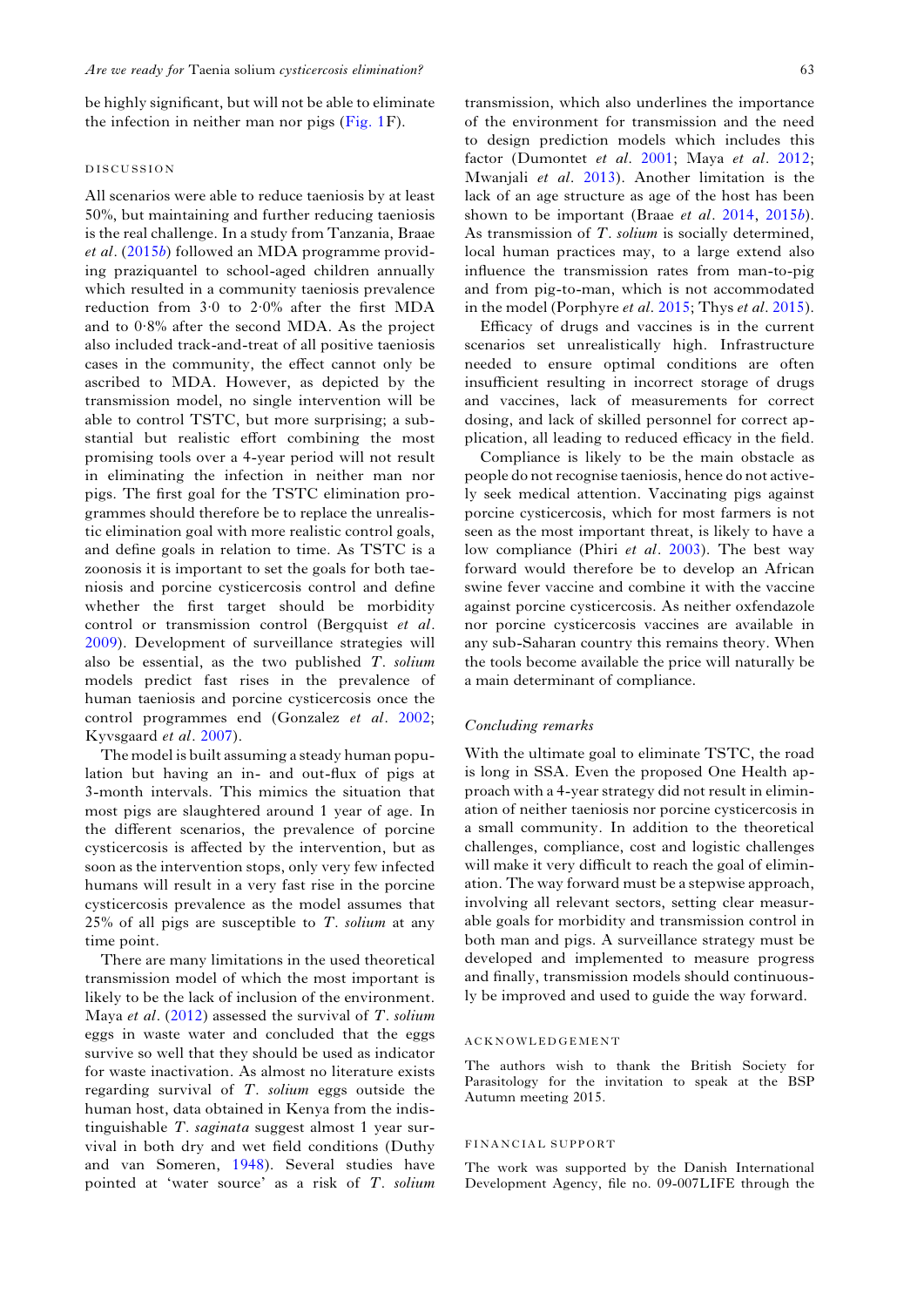be highly significant, but will not be able to eliminate the infection in neither man nor pigs (Fig. 1F).

## DISCUSSION

All scenarios were able to reduce taeniosis by at least 50%, but maintaining and further reducing taeniosis is the real challenge. In a study from Tanzania, Braae *et al*. (2015*b*) followed an MDA programme providing praziquantel to school-aged children annually which resulted in a community taeniosis prevalence reduction from 3·0 to 2·0% after the first MDA and to 0·8% after the second MDA. As the project also included track-and-treat of all positive taeniosis cases in the community, the effect cannot only be ascribed to MDA. However, as depicted by the transmission model, no single intervention will be able to control TSTC, but more surprising; a substantial but realistic effort combining the most promising tools over a 4-year period will not result in eliminating the infection in neither man nor pigs. The first goal for the TSTC elimination programmes should therefore be to replace the unrealistic elimination goal with more realistic control goals, and define goals in relation to time. As TSTC is a zoonosis it is important to set the goals for both taeniosis and porcine cysticercosis control and define whether the first target should be morbidity control or transmission control (Bergquist *et al*. 2009). Development of surveillance strategies will also be essential, as the two published *T. solium* models predict fast rises in the prevalence of human taeniosis and porcine cysticercosis once the control programmes end (Gonzalez *et al*. 2002; Kyvsgaard *et al*. 2007).

The model is built assuming a steady human population but having an in- and out-flux of pigs at 3-month intervals. This mimics the situation that most pigs are slaughtered around 1 year of age. In the different scenarios, the prevalence of porcine cysticercosis is affected by the intervention, but as soon as the intervention stops, only very few infected humans will result in a very fast rise in the porcine cysticercosis prevalence as the model assumes that 25% of all pigs are susceptible to *T. solium* at any time point.

There are many limitations in the used theoretical transmission model of which the most important is likely to be the lack of inclusion of the environment. Maya *et al*. (2012) assessed the survival of *T. solium* eggs in waste water and concluded that the eggs survive so well that they should be used as indicator for waste inactivation. As almost no literature exists regarding survival of *T. solium* eggs outside the human host, data obtained in Kenya from the indistinguishable *T. saginata* suggest almost 1 year survival in both dry and wet field conditions (Duthy and van Someren, 1948). Several studies have pointed at 'water source' as a risk of *T. solium* transmission, which also underlines the importance of the environment for transmission and the need to design prediction models which includes this factor (Dumontet *et al*. 2001; Maya *et al*. 2012; Mwanjali *et al*. 2013). Another limitation is the lack of an age structure as age of the host has been shown to be important (Braae *et al*. 2014, 2015*b*). As transmission of *T. solium* is socially determined, local human practices may, to a large extend also influence the transmission rates from man-to-pig and from pig-to-man, which is not accommodated in the model (Porphyre *et al*. 2015; Thys *et al*. 2015).

Efficacy of drugs and vaccines is in the current scenarios set unrealistically high. Infrastructure needed to ensure optimal conditions are often insufficient resulting in incorrect storage of drugs and vaccines, lack of measurements for correct dosing, and lack of skilled personnel for correct application, all leading to reduced efficacy in the field.

Compliance is likely to be the main obstacle as people do not recognise taeniosis, hence do not actively seek medical attention. Vaccinating pigs against porcine cysticercosis, which for most farmers is not seen as the most important threat, is likely to have a low compliance (Phiri *et al*. 2003). The best way forward would therefore be to develop an African swine fever vaccine and combine it with the vaccine against porcine cysticercosis. As neither oxfendazole nor porcine cysticercosis vaccines are available in any sub-Saharan country this remains theory. When the tools become available the price will naturally be a main determinant of compliance.

### *Concluding remarks*

With the ultimate goal to eliminate TSTC, the road is long in SSA. Even the proposed One Health approach with a 4-year strategy did not result in elimination of neither taeniosis nor porcine cysticercosis in a small community. In addition to the theoretical challenges, compliance, cost and logistic challenges will make it very difficult to reach the goal of elimination. The way forward must be a stepwise approach, involving all relevant sectors, setting clear measurable goals for morbidity and transmission control in both man and pigs. A surveillance strategy must be developed and implemented to measure progress and finally, transmission models should continuously be improved and used to guide the way forward.

## ACKNOWLEDGEMENT

The authors wish to thank the British Society for Parasitology for the invitation to speak at the BSP Autumn meeting 2015.

## FINANCIAL SUPPORT

The work was supported by the Danish International Development Agency, file no. 09-007LIFE through the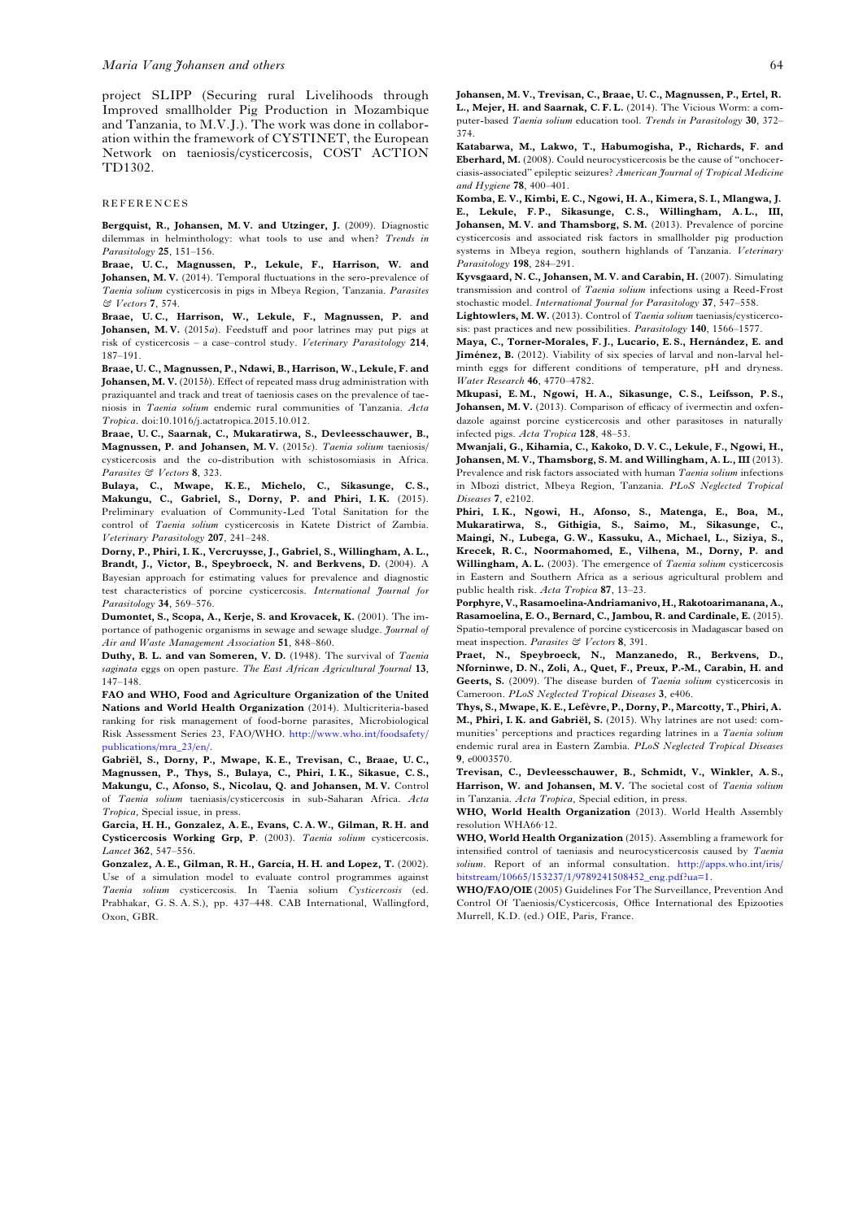project SLIPP (Securing rural Livelihoods through Improved smallholder Pig Production in Mozambique and Tanzania, to M.V.J.). The work was done in collaboration within the framework of CYSTINET, the European Network on taeniosis/cysticercosis, COST ACTION TD1302.

## REFERENCES

**Bergquist, R., Johansen, M. V. and Utzinger, J.** (2009). Diagnostic dilemmas in helminthology: what tools to use and when? *Trends in Parasitology* **25**, 151–156.

**Braae, U. C., Magnussen, P., Lekule, F., Harrison, W. and Johansen, M. V.** (2014). Temporal fluctuations in the sero-prevalence of *Taenia solium* cysticercosis in pigs in Mbeya Region, Tanzania. *Parasites & Vectors* **7**, 574.

**Braae, U. C., Harrison, W., Lekule, F., Magnussen, P. and Johansen, M. V.** (2015*a*). Feedstuff and poor latrines may put pigs at risk of cysticercosis – a case–control study. *Veterinary Parasitology* **214**, 187–191.

**Braae, U. C., Magnussen, P., Ndawi, B., Harrison, W., Lekule, F. and Johansen, M. V.** (2015*b*). Effect of repeated mass drug administration with praziquantel and track and treat of taeniosis cases on the prevalence of taeniosis in *Taenia solium* endemic rural communities of Tanzania. *Acta Tropica*. doi:10.1016/j.actatropica.2015.10.012.

**Braae, U. C., Saarnak, C., Mukaratirwa, S., Devleesschauwer, B., Magnussen, P. and Johansen, M. V.** (2015*c*). *Taenia solium* taeniosis/cysticercosis and the co-distribution with schistosomiasis in Africa. *Parasites & Vectors* **8**, 323.

**Bulaya, C., Mwape, K. E., Michelo, C., Sikasunge, C. S., Makungu, C., Gabriel, S., Dorny, P. and Phiri, I. K.** (2015). Preliminary evaluation of Community-Led Total Sanitation for the control of *Taenia solium* cysticercosis in Katete District of Zambia. *Veterinary Parasitology* **207**, 241–248.

**Dorny, P., Phiri, I. K., Vercruysse, J., Gabriel, S., Willingham, A. L., Brandt, J., Victor, B., Speybroeck, N. and Berkvens, D.** (2004). A Bayesian approach for estimating values for prevalence and diagnostic test characteristics of porcine cysticercosis. *International Journal for Parasitology* **34**, 569–576.

**Dumontet, S., Scopa, A., Kerje, S. and Krovacek, K.** (2001). The importance of pathogenic organisms in sewage and sewage sludge. *Journal of Air and Waste Management Association* **51**, 848–860.

**Duthy, B. L. and van Someren, V. D.** (1948). The survival of *Taenia saginata* eggs on open pasture. *The East African Agricultural Journal* **13**, 147–148.

**FAO and WHO, Food and Agriculture Organization of the United Nations and World Health Organization** (2014). Multicriteria-based ranking for risk management of food-borne parasites, Microbiological Risk Assessment Series 23, FAO/WHO. http://www.who.int/foodsafety/publications/mra_23/en/.

**Gabriël, S., Dorny, P., Mwape, K. E., Trevisan, C., Braae, U. C., Magnussen, P., Thys, S., Bulaya, C., Phiri, I. K., Sikasue, C. S., Makungu, C., Afonso, S., Nicolau, Q. and Johansen, M. V.** Control of *Taenia solium* taeniasis/cysticercosis in sub-Saharan Africa. *Acta Tropica*, Special issue, in press.

**Garcia, H. H., Gonzalez, A. E., Evans, C. A. W., Gilman, R. H. and Cysticercosis Working Grp, P.** (2003). *Taenia solium* cysticercosis. *Lancet* **362**, 547–556.

**Gonzalez, A. E., Gilman, R. H., Garcia, H. H. and Lopez, T.** (2002). Use of a simulation model to evaluate control programmes against *Taenia solium* cysticercosis. In Taenia solium *Cysticercosis* (ed. Prabhakar, G. S. A. S.), pp. 437–448. CAB International, Wallingford, Oxon, GBR.

**Johansen, M. V., Trevisan, C., Braae, U. C., Magnussen, P., Ertel, R. L., Mejer, H. and Saarnak, C. F. L.** (2014). The Vicious Worm: a computer-based *Taenia solium* education tool. *Trends in Parasitology* **30**, 372–374.

**Katabarwa, M., Lakwo, T., Habumogisha, P., Richards, F. and Eberhard, M.** (2008). Could neurocysticercosis be the cause of "onchocerciasis-associated" epileptic seizures? *American Journal of Tropical Medicine and Hygiene* **78**, 400–401.

**Komba, E. V., Kimbi, E. C., Ngowi, H. A., Kimera, S. I., Mlangwa, J. E., Lekule, F. P., Sikasunge, C. S., Willingham, A. L., III, Johansen, M. V. and Thamsborg, S. M.** (2013). Prevalence of porcine cysticercosis and associated risk factors in smallholder pig production systems in Mbeya region, southern highlands of Tanzania. *Veterinary Parasitology* **198**, 284–291.

**Kyvsgaard, N. C., Johansen, M. V. and Carabin, H.** (2007). Simulating transmission and control of *Taenia solium* infections using a Reed-Frost stochastic model. *International Journal for Parasitology* **37**, 547–558.

**Lightowlers, M. W.** (2013). Control of *Taenia solium* taeniasis/cysticercosis: past practices and new possibilities. *Parasitology* **140**, 1566–1577.

**Maya, C., Torner-Morales, F. J., Lucario, E. S., Hernández, E. and Jiménez, B.** (2012). Viability of six species of larval and non-larval helminth eggs for different conditions of temperature, pH and dryness. *Water Research* **46**, 4770–4782.

**Mkupasi, E. M., Ngowi, H. A., Sikasunge, C. S., Leifsson, P. S., Johansen, M. V.** (2013). Comparison of efficacy of ivermectin and oxfendazole against porcine cysticercosis and other parasitoses in naturally infected pigs. *Acta Tropica* **128**, 48–53.

**Mwanjali, G., Kihamia, C., Kakoko, D. V. C., Lekule, F., Ngowi, H., Johansen, M. V., Thamsborg, S. M. and Willingham, A. L., III** (2013). Prevalence and risk factors associated with human *Taenia solium* infections in Mbozi district, Mbeya Region, Tanzania. *PLoS Neglected Tropical Diseases* **7**, e2102.

**Phiri, I. K., Ngowi, H., Afonso, S., Matenga, E., Boa, M., Mukaratirwa, S., Githigia, S., Saimo, M., Sikasunge, C., Maingi, N., Lubega, G. W., Kassuku, A., Michael, L., Siziya, S., Krecek, R. C., Noormahomed, E., Vilhena, M., Dorny, P. and Willingham, A. L.** (2003). The emergence of *Taenia solium* cysticercosis in Eastern and Southern Africa as a serious agricultural problem and public health risk. *Acta Tropica* **87**, 13–23.

**Porphyre, V., Rasamoelina-Andriamanivo, H., Rakotoarimanana, A., Rasamoelina, E. O., Bernard, C., Jambou, R. and Cardinale, E.** (2015). Spatio-temporal prevalence of porcine cysticercosis in Madagascar based on meat inspection. *Parasites & Vectors* **8**, 391.

**Praet, N., Speybroeck, N., Manzanedo, R., Berkvens, D., Nforninwe, D. N., Zoli, A., Quet, F., Preux, P.-M., Carabin, H. and Geerts, S.** (2009). The disease burden of *Taenia solium* cysticercosis in Cameroon. *PLoS Neglected Tropical Diseases* **3**, e406.

**Thys, S., Mwape, K. E., Lefèvre, P., Dorny, P., Marcotty, T., Phiri, A. M., Phiri, I. K. and Gabriël, S.** (2015). Why latrines are not used: communities' perceptions and practices regarding latrines in a *Taenia solium* endemic rural area in Eastern Zambia. *PLoS Neglected Tropical Diseases* **9**, e0003570.

**Trevisan, C., Devleesschauwer, B., Schmidt, V., Winkler, A. S., Harrison, W. and Johansen, M. V.** The societal cost of *Taenia solium* in Tanzania. *Acta Tropica*, Special edition, in press.

**WHO, World Health Organization** (2013). World Health Assembly resolution WHA66·12.

**WHO, World Health Organization** (2015). Assembling a framework for intensified control of taeniasis and neurocysticercosis caused by *Taenia solium*. Report of an informal consultation. http://apps.who.int/iris/bitstream/10665/153237/1/9789241508452_eng.pdf?ua=1.

**WHO/FAO/OIE** (2005) Guidelines For The Surveillance, Prevention And Control Of Taeniosis/Cysticercosis, Office International des Epizooties Murrell, K.D. (ed.) OIE, Paris, France.